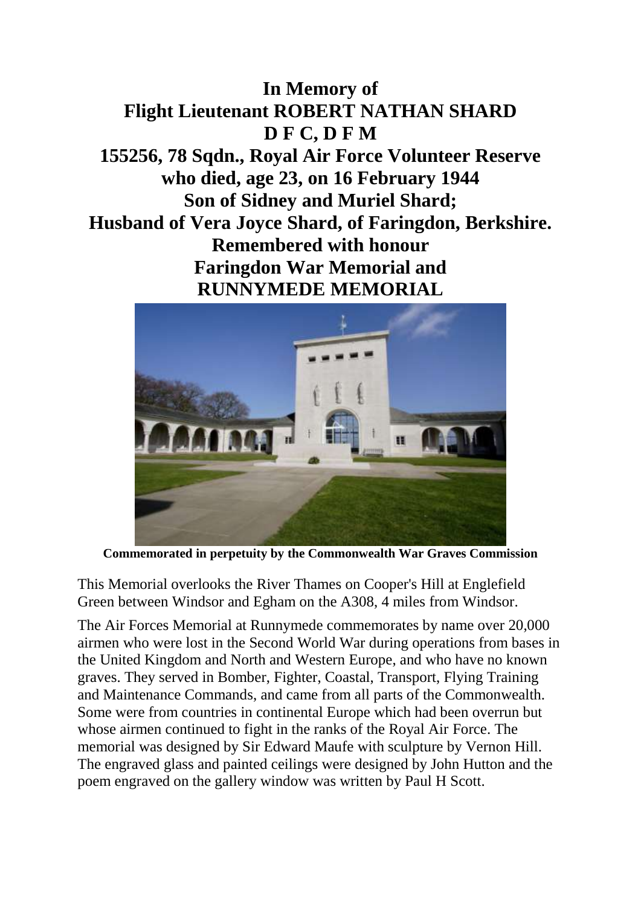# In Memory of
# Flight Lieutenant ROBERT NATHAN SHARD
# D F C, D F M
## 155256, 78 Sqdn., Royal Air Force Volunteer Reserve
## who died, age 23, on 16 February 1944
## Son of Sidney and Muriel Shard;
## Husband of Vera Joyce Shard, of Faringdon, Berkshire.
## Remembered with honour
## Faringdon War Memorial and
## RUNNYMEDE MEMORIAL

**Commemorated in perpetuity by the Commonwealth War Graves Commission**

This Memorial overlooks the River Thames on Cooper's Hill at Englefield Green between Windsor and Egham on the A308, 4 miles from Windsor.

The Air Forces Memorial at Runnymede commemorates by name over 20,000 airmen who were lost in the Second World War during operations from bases in the United Kingdom and North and Western Europe, and who have no known graves. They served in Bomber, Fighter, Coastal, Transport, Flying Training and Maintenance Commands, and came from all parts of the Commonwealth. Some were from countries in continental Europe which had been overrun but whose airmen continued to fight in the ranks of the Royal Air Force. The memorial was designed by Sir Edward Maufe with sculpture by Vernon Hill. The engraved glass and painted ceilings were designed by John Hutton and the poem engraved on the gallery window was written by Paul H Scott.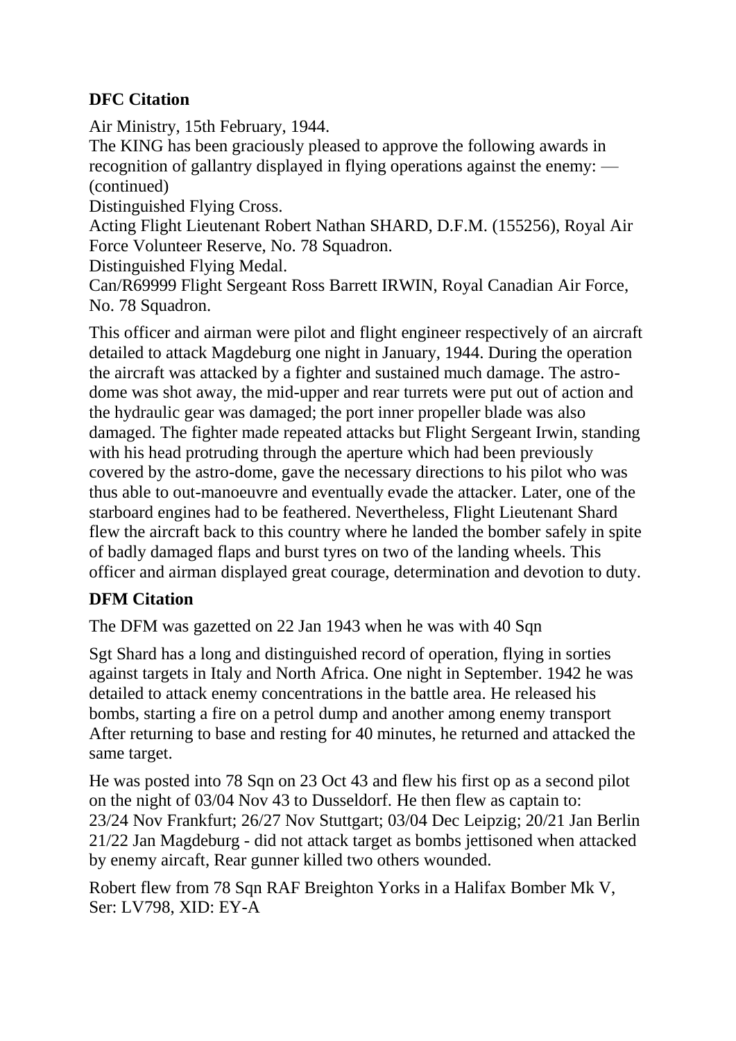## DFC Citation

Air Ministry, 15th February, 1944.
The KING has been graciously pleased to approve the following awards in recognition of gallantry displayed in flying operations against the enemy: —
(continued)
Distinguished Flying Cross.
Acting Flight Lieutenant Robert Nathan SHARD, D.F.M. (155256), Royal Air Force Volunteer Reserve, No. 78 Squadron.
Distinguished Flying Medal.
Can/R69999 Flight Sergeant Ross Barrett IRWIN, Royal Canadian Air Force, No. 78 Squadron.

This officer and airman were pilot and flight engineer respectively of an aircraft detailed to attack Magdeburg one night in January, 1944. During the operation the aircraft was attacked by a fighter and sustained much damage. The astro-dome was shot away, the mid-upper and rear turrets were put out of action and the hydraulic gear was damaged; the port inner propeller blade was also damaged. The fighter made repeated attacks but Flight Sergeant Irwin, standing with his head protruding through the aperture which had been previously covered by the astro-dome, gave the necessary directions to his pilot who was thus able to out-manoeuvre and eventually evade the attacker. Later, one of the starboard engines had to be feathered. Nevertheless, Flight Lieutenant Shard flew the aircraft back to this country where he landed the bomber safely in spite of badly damaged flaps and burst tyres on two of the landing wheels. This officer and airman displayed great courage, determination and devotion to duty.

## DFM Citation

The DFM was gazetted on 22 Jan 1943 when he was with 40 Sqn

Sgt Shard has a long and distinguished record of operation, flying in sorties against targets in Italy and North Africa. One night in September. 1942 he was detailed to attack enemy concentrations in the battle area. He released his bombs, starting a fire on a petrol dump and another among enemy transport After returning to base and resting for 40 minutes, he returned and attacked the same target.

He was posted into 78 Sqn on 23 Oct 43 and flew his first op as a second pilot on the night of 03/04 Nov 43 to Dusseldorf. He then flew as captain to:
23/24 Nov Frankfurt; 26/27 Nov Stuttgart; 03/04 Dec Leipzig; 20/21 Jan Berlin
21/22 Jan Magdeburg - did not attack target as bombs jettisoned when attacked by enemy aircaft, Rear gunner killed two others wounded.

Robert flew from 78 Sqn RAF Breighton Yorks in a Halifax Bomber Mk V, Ser: LV798, XID: EY-A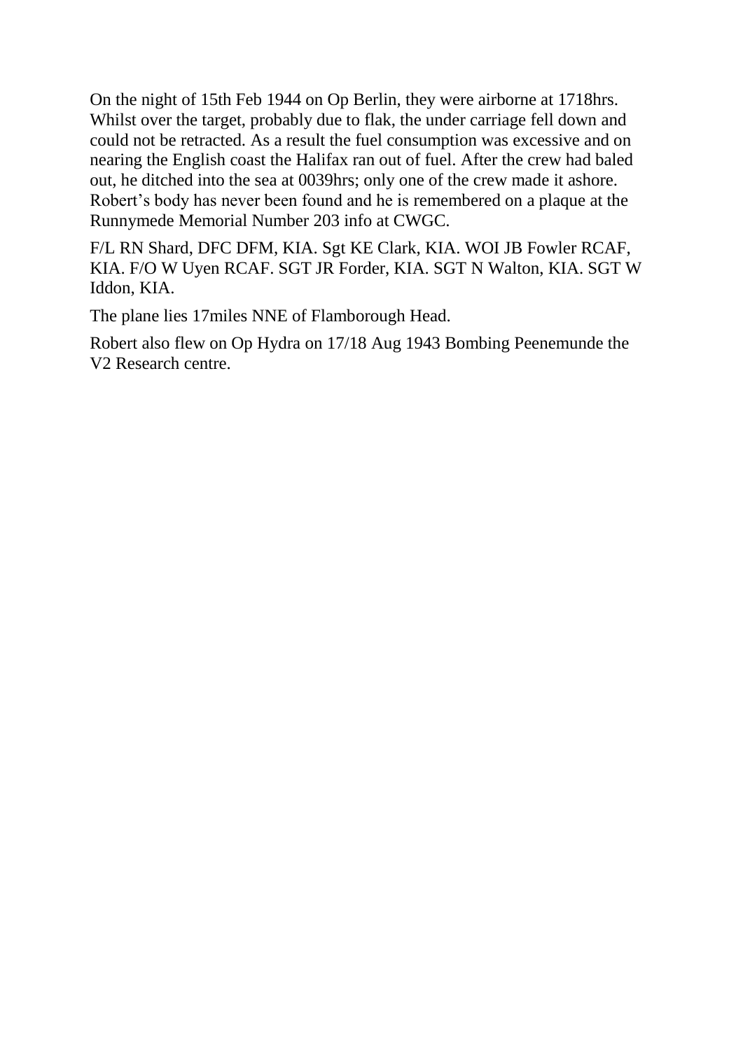On the night of 15th Feb 1944 on Op Berlin, they were airborne at 1718hrs. Whilst over the target, probably due to flak, the under carriage fell down and could not be retracted. As a result the fuel consumption was excessive and on nearing the English coast the Halifax ran out of fuel. After the crew had baled out, he ditched into the sea at 0039hrs; only one of the crew made it ashore. Robert's body has never been found and he is remembered on a plaque at the Runnymede Memorial Number 203 info at CWGC.

F/L RN Shard, DFC DFM, KIA. Sgt KE Clark, KIA. WOI JB Fowler RCAF, KIA. F/O W Uyen RCAF. SGT JR Forder, KIA. SGT N Walton, KIA. SGT W Iddon, KIA.

The plane lies 17miles NNE of Flamborough Head.

Robert also flew on Op Hydra on 17/18 Aug 1943 Bombing Peenemunde the V2 Research centre.